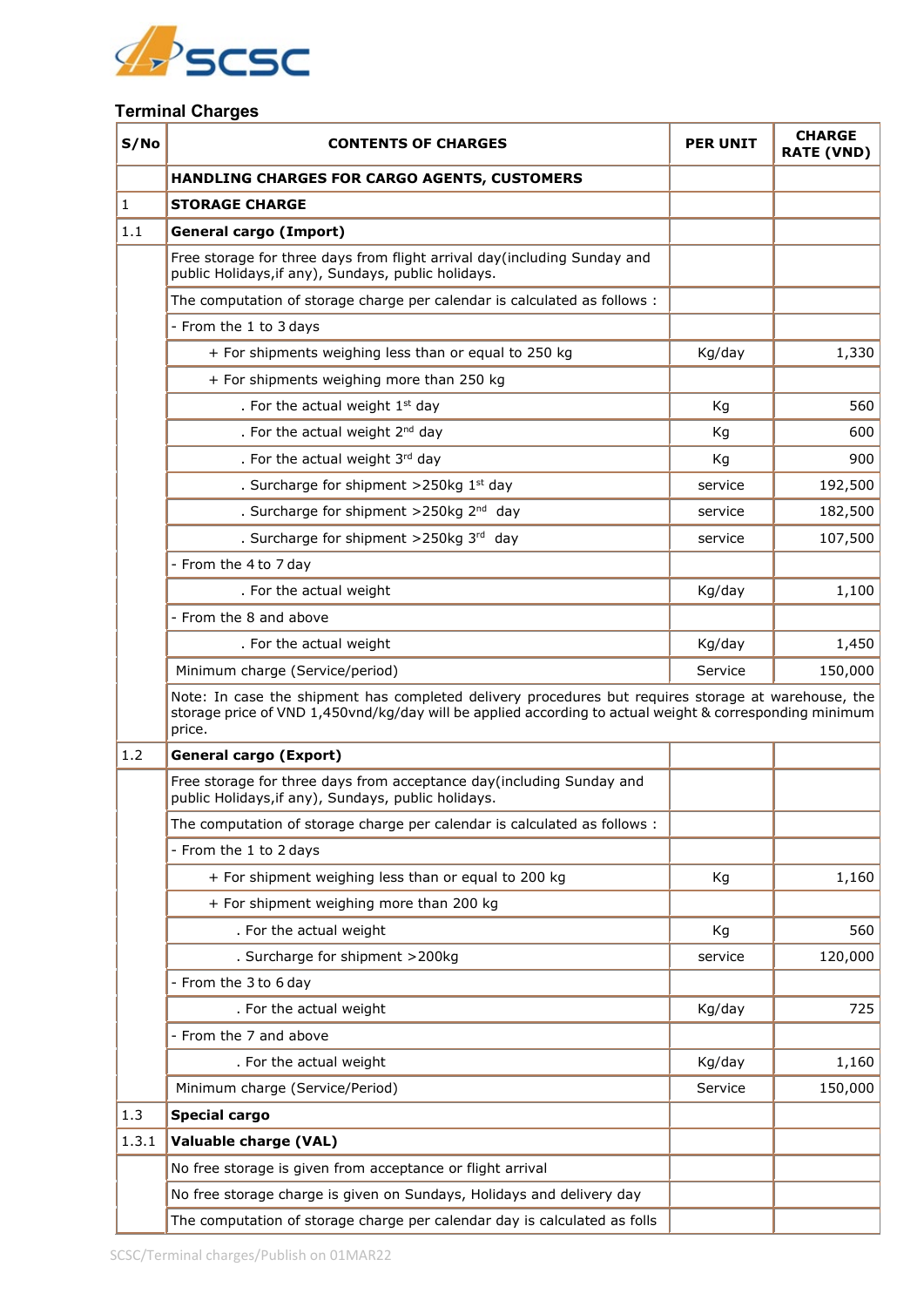## Terminal Charges

| S/No | CONTENTS OF CHARGES | PER UNIT | CHARGE RATE (VND) |
|---|---|---|---|
| | **HANDLING CHARGES FOR CARGO AGENTS, CUSTOMERS** | | |
| 1 | **STORAGE CHARGE** | | |
| 1.1 | **General cargo (Import)** | | |
| | Free storage for three days from flight arrival day(including Sunday and public Holidays,if any), Sundays, public holidays. | | |
| | The computation of storage charge per calendar is calculated as follows : | | |
| | - From the 1 to 3 days | | |
| | + For shipments weighing less than or equal to 250 kg | Kg/day | 1,330 |
| | + For shipments weighing more than 250 kg | | |
| | . For the actual weight 1st day | Kg | 560 |
| | . For the actual weight 2nd day | Kg | 600 |
| | . For the actual weight 3rd day | Kg | 900 |
| | . Surcharge for shipment >250kg 1st day | service | 192,500 |
| | . Surcharge for shipment >250kg 2nd day | service | 182,500 |
| | . Surcharge for shipment >250kg 3rd day | service | 107,500 |
| | - From the 4 to 7 day | | |
| | . For the actual weight | Kg/day | 1,100 |
| | - From the 8 and above | | |
| | . For the actual weight | Kg/day | 1,450 |
| | Minimum charge (Service/period) | Service | 150,000 |
| | Note: In case the shipment has completed delivery procedures but requires storage at warehouse, the storage price of VND 1,450vnd/kg/day will be applied according to actual weight & corresponding minimum price. | | |
| 1.2 | **General cargo (Export)** | | |
| | Free storage for three days from acceptance day(including Sunday and public Holidays,if any), Sundays, public holidays. | | |
| | The computation of storage charge per calendar is calculated as follows : | | |
| | - From the 1 to 2 days | | |
| | + For shipment weighing less than or equal to 200 kg | Kg | 1,160 |
| | + For shipment weighing more than 200 kg | | |
| | . For the actual weight | Kg | 560 |
| | . Surcharge for shipment >200kg | service | 120,000 |
| | - From the 3 to 6 day | | |
| | . For the actual weight | Kg/day | 725 |
| | - From the 7 and above | | |
| | . For the actual weight | Kg/day | 1,160 |
| | Minimum charge (Service/Period) | Service | 150,000 |
| 1.3 | **Special cargo** | | |
| 1.3.1 | **Valuable charge (VAL)** | | |
| | No free storage is given from acceptance or flight arrival | | |
| | No free storage charge is given on Sundays, Holidays and delivery day | | |
| | The computation of storage charge per calendar day is calculated as folls | | |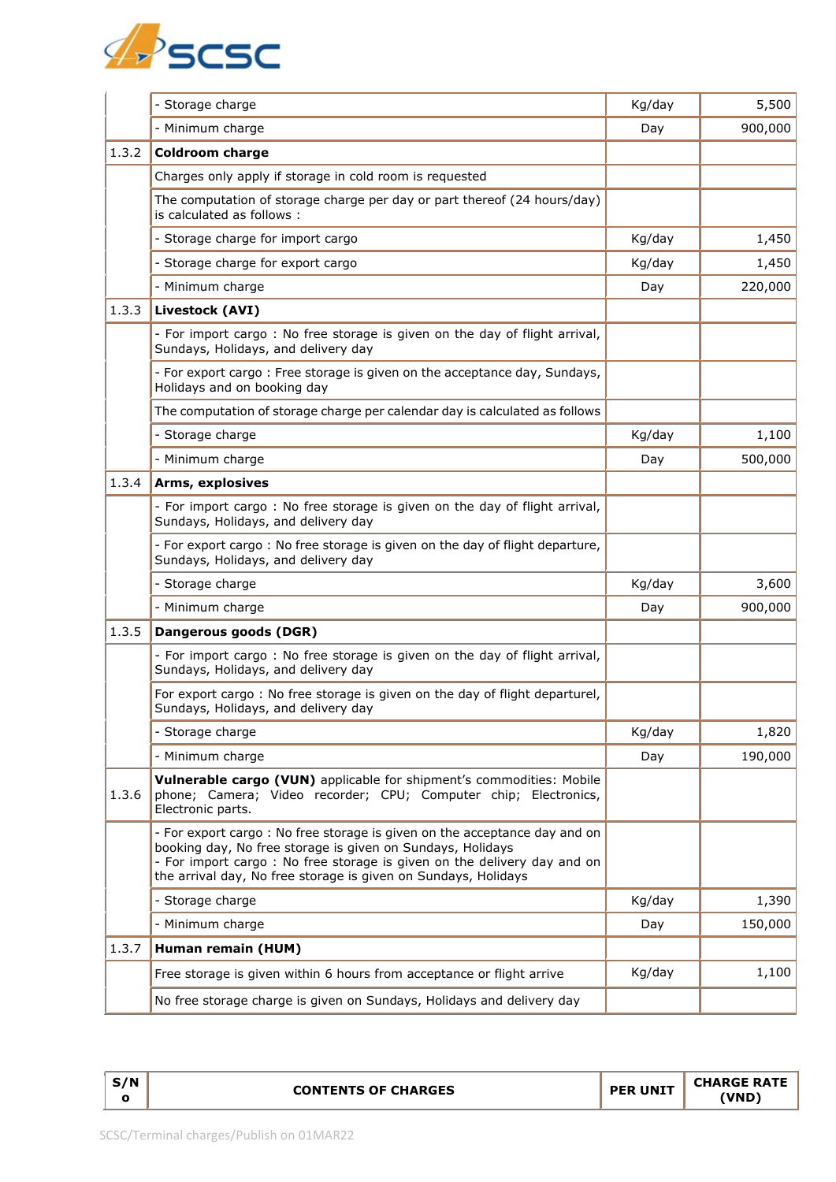| | - Storage charge | Kg/day | 5,500 |
|---|---|---|---|
| | - Minimum charge | Day | 900,000 |
| 1.3.2 | **Coldroom charge** | | |
| | Charges only apply if storage in cold room is requested | | |
| | The computation of storage charge per day or part thereof (24 hours/day) is calculated as follows : | | |
| | - Storage charge for import cargo | Kg/day | 1,450 |
| | - Storage charge for export cargo | Kg/day | 1,450 |
| | - Minimum charge | Day | 220,000 |
| 1.3.3 | **Livestock (AVI)** | | |
| | - For import cargo : No free storage is given on the day of flight arrival, Sundays, Holidays, and delivery day | | |
| | - For export cargo : Free storage is given on the acceptance day, Sundays, Holidays and on booking day | | |
| | The computation of storage charge per calendar day is calculated as follows | | |
| | - Storage charge | Kg/day | 1,100 |
| | - Minimum charge | Day | 500,000 |
| 1.3.4 | **Arms, explosives** | | |
| | - For import cargo : No free storage is given on the day of flight arrival, Sundays, Holidays, and delivery day | | |
| | - For export cargo : No free storage is given on the day of flight departure, Sundays, Holidays, and delivery day | | |
| | - Storage charge | Kg/day | 3,600 |
| | - Minimum charge | Day | 900,000 |
| 1.3.5 | **Dangerous goods (DGR)** | | |
| | - For import cargo : No free storage is given on the day of flight arrival, Sundays, Holidays, and delivery day | | |
| | For export cargo : No free storage is given on the day of flight departurel, Sundays, Holidays, and delivery day | | |
| | - Storage charge | Kg/day | 1,820 |
| | - Minimum charge | Day | 190,000 |
| 1.3.6 | **Vulnerable cargo (VUN)** applicable for shipment's commodities: Mobile phone; Camera; Video recorder; CPU; Computer chip; Electronics, Electronic parts. | | |
| | - For export cargo : No free storage is given on the acceptance day and on booking day, No free storage is given on Sundays, Holidays<br>- For import cargo : No free storage is given on the delivery day and on the arrival day, No free storage is given on Sundays, Holidays | | |
| | - Storage charge | Kg/day | 1,390 |
| | - Minimum charge | Day | 150,000 |
| 1.3.7 | **Human remain (HUM)** | | |
| | Free storage is given within 6 hours from acceptance or flight arrive | Kg/day | 1,100 |
| | No free storage charge is given on Sundays, Holidays and delivery day | | |

| S/No | CONTENTS OF CHARGES | PER UNIT | CHARGE RATE (VND) |
|---|---|---|---|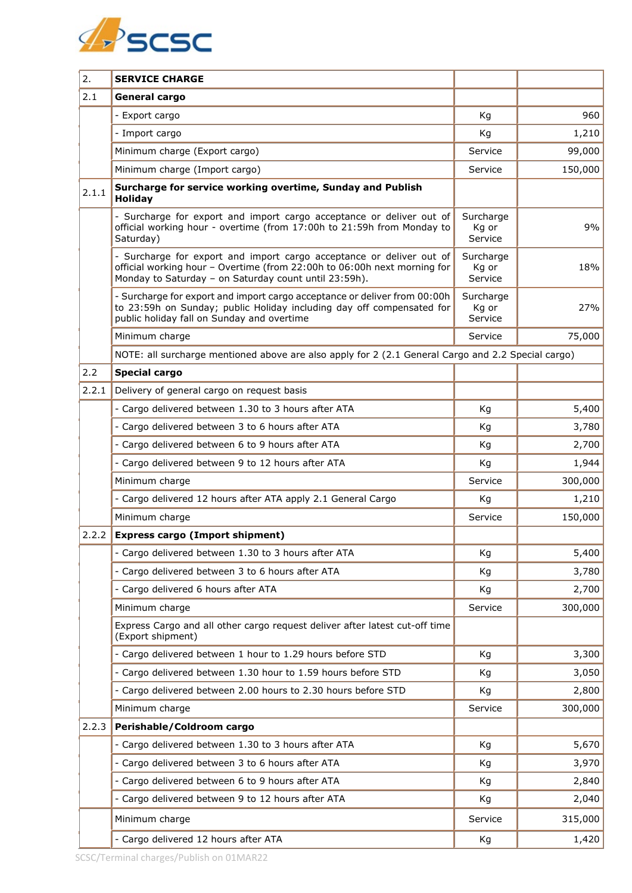| 2. | **SERVICE CHARGE** | | |
|---|---|---|---|
| 2.1 | **General cargo** | | |
| | - Export cargo | Kg | 960 |
| | - Import cargo | Kg | 1,210 |
| | Minimum charge (Export cargo) | Service | 99,000 |
| | Minimum charge (Import cargo) | Service | 150,000 |
| 2.1.1 | **Surcharge for service working overtime, Sunday and Publish Holiday** | | |
| | - Surcharge for export and import cargo acceptance or deliver out of official working hour - overtime (from 17:00h to 21:59h from Monday to Saturday) | Surcharge Kg or Service | 9% |
| | - Surcharge for export and import cargo acceptance or deliver out of official working hour – Overtime (from 22:00h to 06:00h next morning for Monday to Saturday – on Saturday count until 23:59h). | Surcharge Kg or Service | 18% |
| | - Surcharge for export and import cargo acceptance or deliver from 00:00h to 23:59h on Sunday; public Holiday including day off compensated for public holiday fall on Sunday and overtime | Surcharge Kg or Service | 27% |
| | Minimum charge | Service | 75,000 |
| | NOTE: all surcharge mentioned above are also apply for 2 (2.1 General Cargo and 2.2 Special cargo) | | |
| 2.2 | **Special cargo** | | |
| 2.2.1 | Delivery of general cargo on request basis | | |
| | - Cargo delivered between 1.30 to 3 hours after ATA | Kg | 5,400 |
| | - Cargo delivered between 3 to 6 hours after ATA | Kg | 3,780 |
| | - Cargo delivered between 6 to 9 hours after ATA | Kg | 2,700 |
| | - Cargo delivered between 9 to 12 hours after ATA | Kg | 1,944 |
| | Minimum charge | Service | 300,000 |
| | - Cargo delivered 12 hours after ATA apply 2.1 General Cargo | Kg | 1,210 |
| | Minimum charge | Service | 150,000 |
| 2.2.2 | **Express cargo (Import shipment)** | | |
| | - Cargo delivered between 1.30 to 3 hours after ATA | Kg | 5,400 |
| | - Cargo delivered between 3 to 6 hours after ATA | Kg | 3,780 |
| | - Cargo delivered 6 hours after ATA | Kg | 2,700 |
| | Minimum charge | Service | 300,000 |
| | Express Cargo and all other cargo request deliver after latest cut-off time (Export shipment) | | |
| | - Cargo delivered between 1 hour to 1.29 hours before STD | Kg | 3,300 |
| | - Cargo delivered between 1.30 hour to 1.59 hours before STD | Kg | 3,050 |
| | - Cargo delivered between 2.00 hours to 2.30 hours before STD | Kg | 2,800 |
| | Minimum charge | Service | 300,000 |
| 2.2.3 | **Perishable/Coldroom cargo** | | |
| | - Cargo delivered between 1.30 to 3 hours after ATA | Kg | 5,670 |
| | - Cargo delivered between 3 to 6 hours after ATA | Kg | 3,970 |
| | - Cargo delivered between 6 to 9 hours after ATA | Kg | 2,840 |
| | - Cargo delivered between 9 to 12 hours after ATA | Kg | 2,040 |
| | Minimum charge | Service | 315,000 |
| | - Cargo delivered 12 hours after ATA | Kg | 1,420 |

SCSC/Terminal charges/Publish on 01MAR22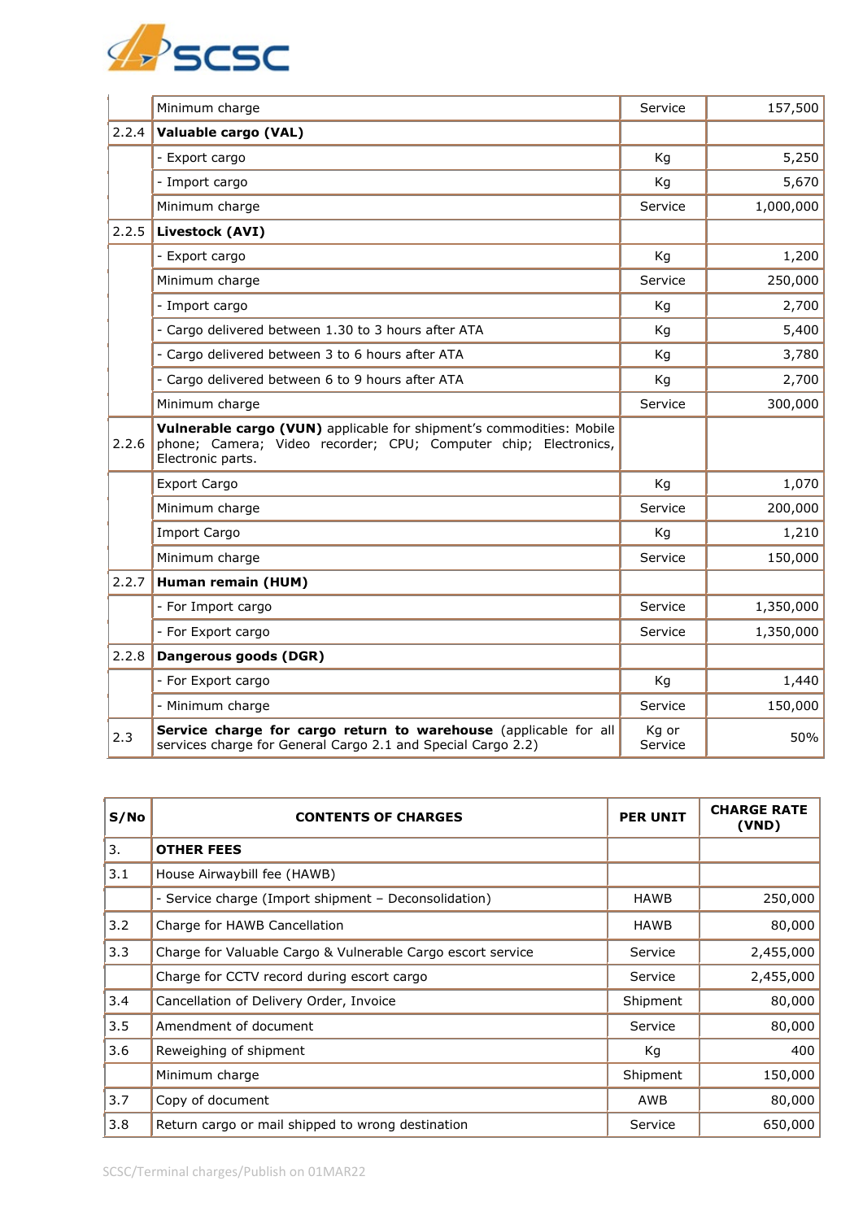| | | | |
|---|---|---|---|
| | Minimum charge | Service | 157,500 |
| 2.2.4 | **Valuable cargo (VAL)** | | |
| | - Export cargo | Kg | 5,250 |
| | - Import cargo | Kg | 5,670 |
| | Minimum charge | Service | 1,000,000 |
| 2.2.5 | **Livestock (AVI)** | | |
| | - Export cargo | Kg | 1,200 |
| | Minimum charge | Service | 250,000 |
| | - Import cargo | Kg | 2,700 |
| | - Cargo delivered between 1.30 to 3 hours after ATA | Kg | 5,400 |
| | - Cargo delivered between 3 to 6 hours after ATA | Kg | 3,780 |
| | - Cargo delivered between 6 to 9 hours after ATA | Kg | 2,700 |
| | Minimum charge | Service | 300,000 |
| 2.2.6 | **Vulnerable cargo (VUN)** applicable for shipment's commodities: Mobile phone; Camera; Video recorder; CPU; Computer chip; Electronics, Electronic parts. | | |
| | Export Cargo | Kg | 1,070 |
| | Minimum charge | Service | 200,000 |
| | Import Cargo | Kg | 1,210 |
| | Minimum charge | Service | 150,000 |
| 2.2.7 | **Human remain (HUM)** | | |
| | - For Import cargo | Service | 1,350,000 |
| | - For Export cargo | Service | 1,350,000 |
| 2.2.8 | **Dangerous goods (DGR)** | | |
| | - For Export cargo | Kg | 1,440 |
| | - Minimum charge | Service | 150,000 |
| 2.3 | **Service charge for cargo return to warehouse** (applicable for all services charge for General Cargo 2.1 and Special Cargo 2.2) | Kg or Service | 50% |

| S/No | CONTENTS OF CHARGES | PER UNIT | CHARGE RATE (VND) |
|---|---|---|---|
| 3. | **OTHER FEES** | | |
| 3.1 | House Airwaybill fee (HAWB) | | |
| | - Service charge (Import shipment – Deconsolidation) | HAWB | 250,000 |
| 3.2 | Charge for HAWB Cancellation | HAWB | 80,000 |
| 3.3 | Charge for Valuable Cargo & Vulnerable Cargo escort service | Service | 2,455,000 |
| | Charge for CCTV record during escort cargo | Service | 2,455,000 |
| 3.4 | Cancellation of Delivery Order, Invoice | Shipment | 80,000 |
| 3.5 | Amendment of document | Service | 80,000 |
| 3.6 | Reweighing of shipment | Kg | 400 |
| | Minimum charge | Shipment | 150,000 |
| 3.7 | Copy of document | AWB | 80,000 |
| 3.8 | Return cargo or mail shipped to wrong destination | Service | 650,000 |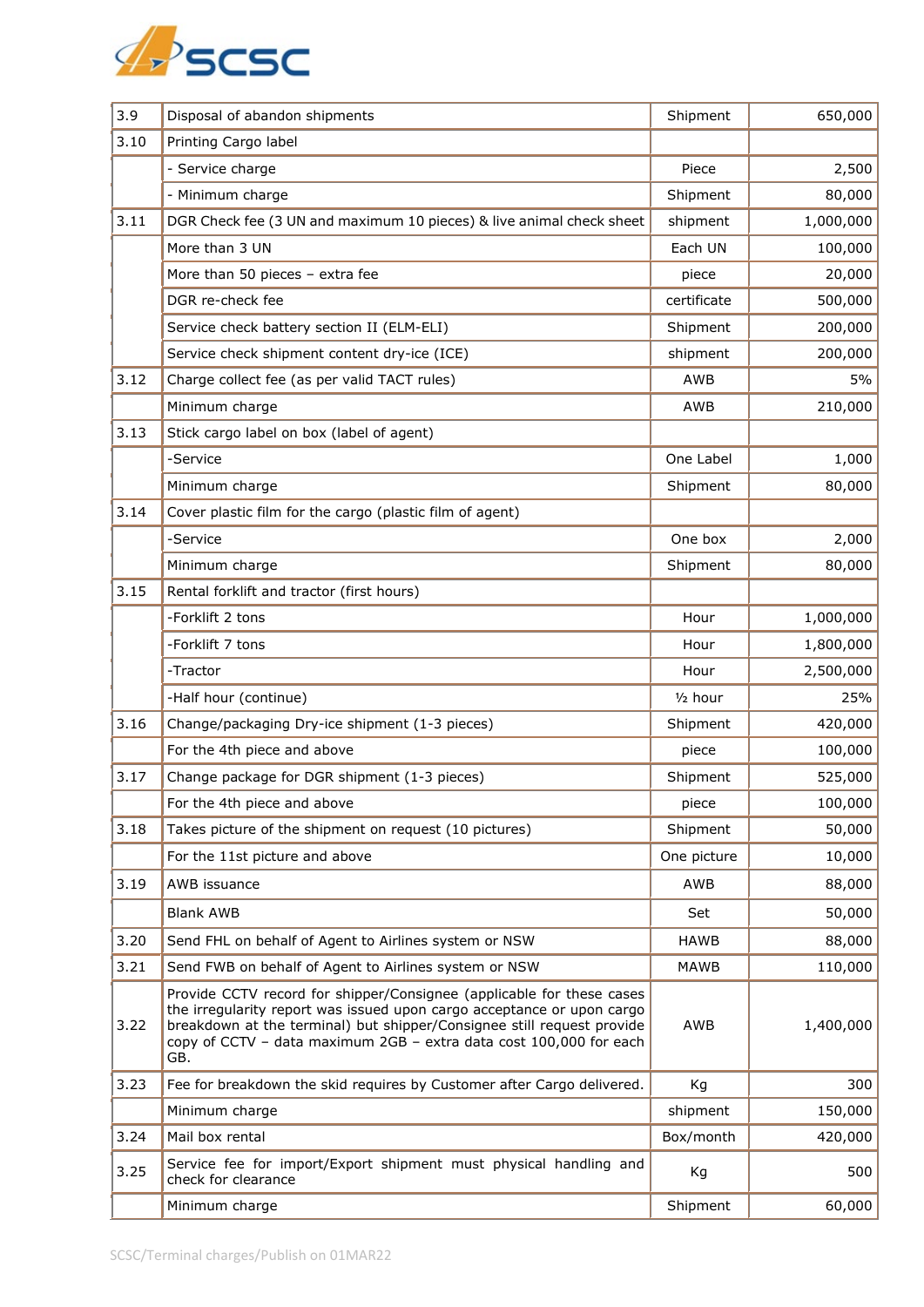| 3.9 | Disposal of abandon shipments | Shipment | 650,000 |
|---|---|---|---|
| 3.10 | Printing Cargo label | | |
| | - Service charge | Piece | 2,500 |
| | - Minimum charge | Shipment | 80,000 |
| 3.11 | DGR Check fee (3 UN and maximum 10 pieces) & live animal check sheet | shipment | 1,000,000 |
| | More than 3 UN | Each UN | 100,000 |
| | More than 50 pieces – extra fee | piece | 20,000 |
| | DGR re-check fee | certificate | 500,000 |
| | Service check battery section II (ELM-ELI) | Shipment | 200,000 |
| | Service check shipment content dry-ice (ICE) | shipment | 200,000 |
| 3.12 | Charge collect fee (as per valid TACT rules) | AWB | 5% |
| | Minimum charge | AWB | 210,000 |
| 3.13 | Stick cargo label on box (label of agent) | | |
| | -Service | One Label | 1,000 |
| | Minimum charge | Shipment | 80,000 |
| 3.14 | Cover plastic film for the cargo (plastic film of agent) | | |
| | -Service | One box | 2,000 |
| | Minimum charge | Shipment | 80,000 |
| 3.15 | Rental forklift and tractor (first hours) | | |
| | -Forklift 2 tons | Hour | 1,000,000 |
| | -Forklift 7 tons | Hour | 1,800,000 |
| | -Tractor | Hour | 2,500,000 |
| | -Half hour (continue) | ½ hour | 25% |
| 3.16 | Change/packaging Dry-ice shipment (1-3 pieces) | Shipment | 420,000 |
| | For the 4th piece and above | piece | 100,000 |
| 3.17 | Change package for DGR shipment (1-3 pieces) | Shipment | 525,000 |
| | For the 4th piece and above | piece | 100,000 |
| 3.18 | Takes picture of the shipment on request (10 pictures) | Shipment | 50,000 |
| | For the 11st picture and above | One picture | 10,000 |
| 3.19 | AWB issuance | AWB | 88,000 |
| | Blank AWB | Set | 50,000 |
| 3.20 | Send FHL on behalf of Agent to Airlines system or NSW | HAWB | 88,000 |
| 3.21 | Send FWB on behalf of Agent to Airlines system or NSW | MAWB | 110,000 |
| 3.22 | Provide CCTV record for shipper/Consignee (applicable for these cases the irregularity report was issued upon cargo acceptance or upon cargo breakdown at the terminal) but shipper/Consignee still request provide copy of CCTV – data maximum 2GB – extra data cost 100,000 for each GB. | AWB | 1,400,000 |
| 3.23 | Fee for breakdown the skid requires by Customer after Cargo delivered. | Kg | 300 |
| | Minimum charge | shipment | 150,000 |
| 3.24 | Mail box rental | Box/month | 420,000 |
| 3.25 | Service fee for import/Export shipment must physical handling and check for clearance | Kg | 500 |
| | Minimum charge | Shipment | 60,000 |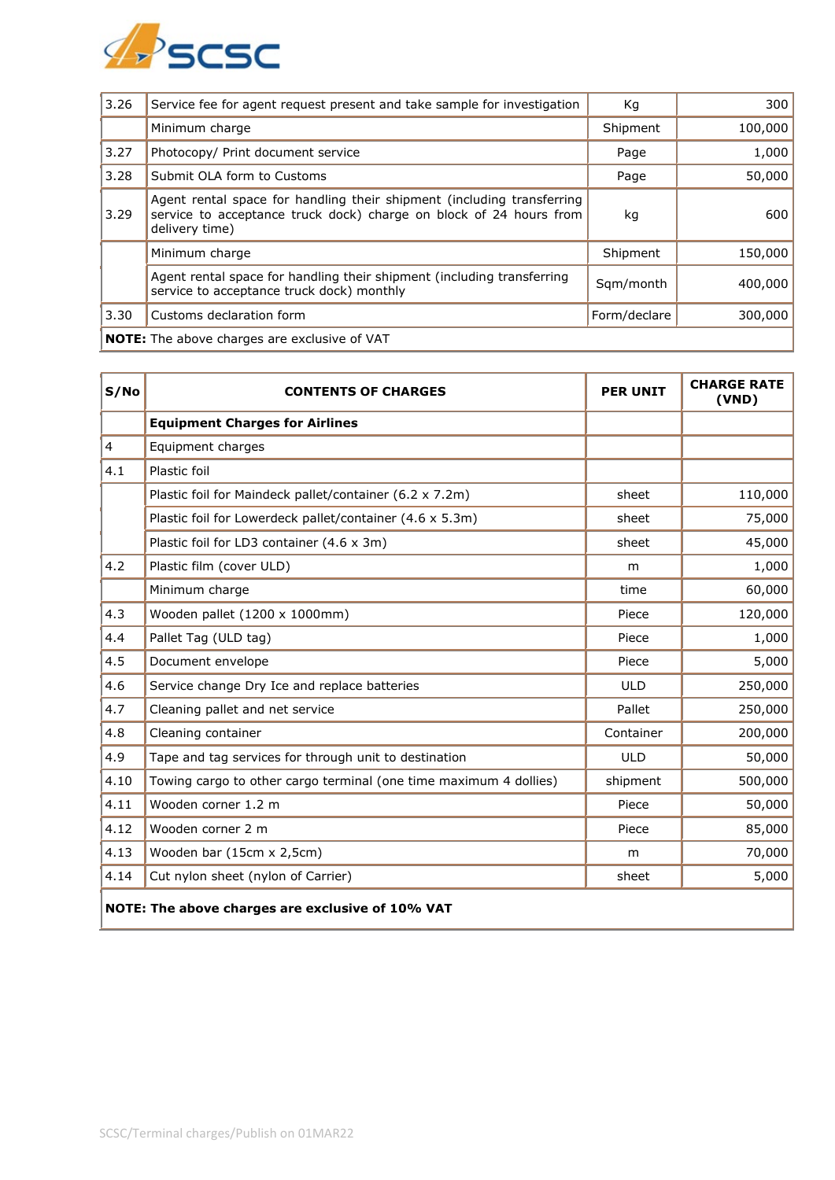| | | | |
|---|---|---|---|
| 3.26 | Service fee for agent request present and take sample for investigation | Kg | 300 |
| | Minimum charge | Shipment | 100,000 |
| 3.27 | Photocopy/ Print document service | Page | 1,000 |
| 3.28 | Submit OLA form to Customs | Page | 50,000 |
| 3.29 | Agent rental space for handling their shipment (including transferring service to acceptance truck dock) charge on block of 24 hours from delivery time) | kg | 600 |
| | Minimum charge | Shipment | 150,000 |
| | Agent rental space for handling their shipment (including transferring service to acceptance truck dock) monthly | Sqm/month | 400,000 |
| 3.30 | Customs declaration form | Form/declare | 300,000 |
| **NOTE:** The above charges are exclusive of VAT | | | |

| S/No | CONTENTS OF CHARGES | PER UNIT | CHARGE RATE (VND) |
|---|---|---|---|
| | **Equipment Charges for Airlines** | | |
| 4 | Equipment charges | | |
| 4.1 | Plastic foil | | |
| | Plastic foil for Maindeck pallet/container (6.2 x 7.2m) | sheet | 110,000 |
| | Plastic foil for Lowerdeck pallet/container (4.6 x 5.3m) | sheet | 75,000 |
| | Plastic foil for LD3 container (4.6 x 3m) | sheet | 45,000 |
| 4.2 | Plastic film (cover ULD) | m | 1,000 |
| | Minimum charge | time | 60,000 |
| 4.3 | Wooden pallet (1200 x 1000mm) | Piece | 120,000 |
| 4.4 | Pallet Tag (ULD tag) | Piece | 1,000 |
| 4.5 | Document envelope | Piece | 5,000 |
| 4.6 | Service change Dry Ice and replace batteries | ULD | 250,000 |
| 4.7 | Cleaning pallet and net service | Pallet | 250,000 |
| 4.8 | Cleaning container | Container | 200,000 |
| 4.9 | Tape and tag services for through unit to destination | ULD | 50,000 |
| 4.10 | Towing cargo to other cargo terminal (one time maximum 4 dollies) | shipment | 500,000 |
| 4.11 | Wooden corner 1.2 m | Piece | 50,000 |
| 4.12 | Wooden corner 2 m | Piece | 85,000 |
| 4.13 | Wooden bar (15cm x 2,5cm) | m | 70,000 |
| 4.14 | Cut nylon sheet (nylon of Carrier) | sheet | 5,000 |
| **NOTE: The above charges are exclusive of 10% VAT** | | | |